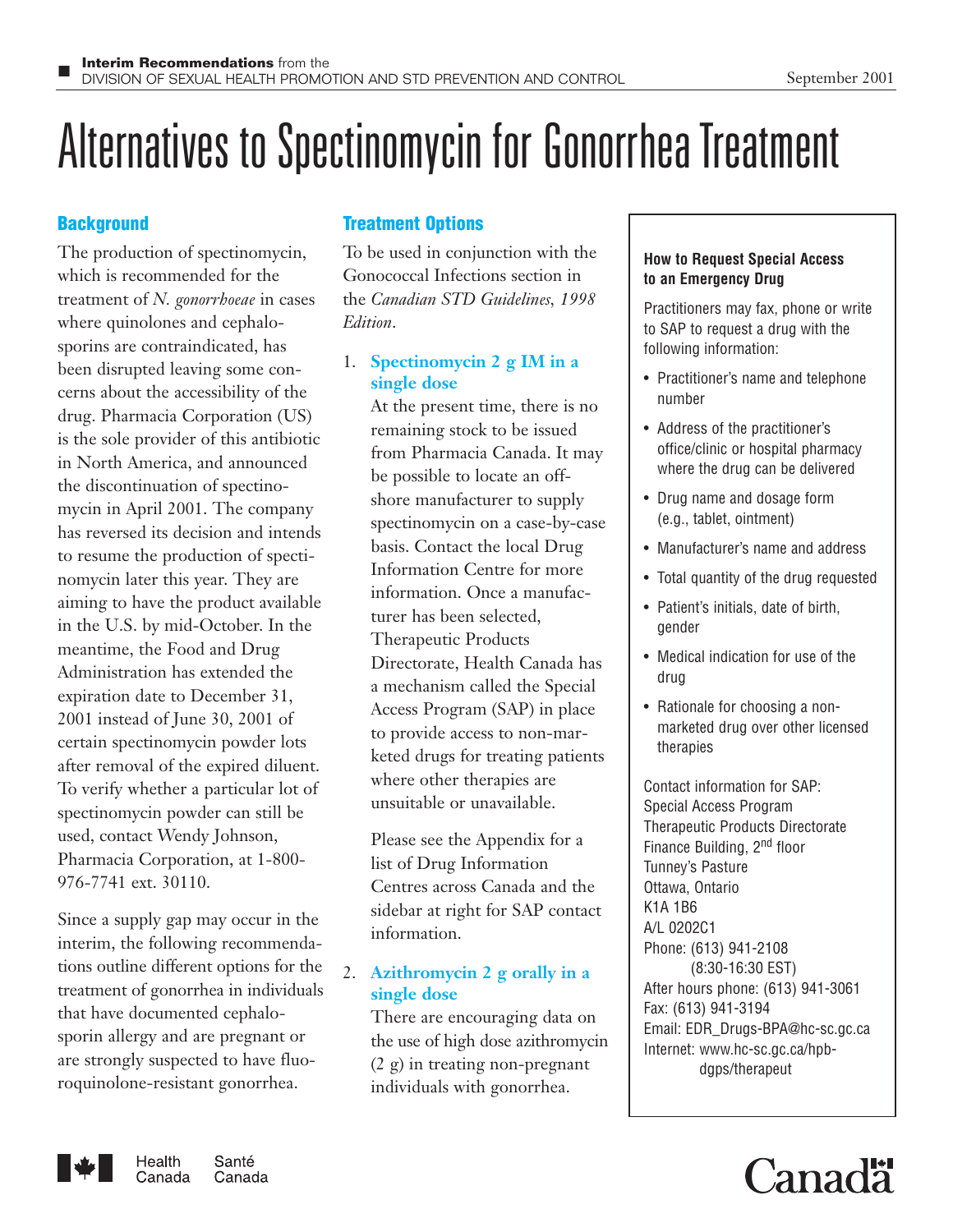**Interim Recommendations** from the
DIVISION OF SEXUAL HEALTH PROMOTION AND STD PREVENTION AND CONTROL

September 2001

# Alternatives to Spectinomycin for Gonorrhea Treatment

## Background

The production of spectinomycin, which is recommended for the treatment of *N. gonorrhoeae* in cases where quinolones and cephalosporins are contraindicated, has been disrupted leaving some concerns about the accessibility of the drug. Pharmacia Corporation (US) is the sole provider of this antibiotic in North America, and announced the discontinuation of spectinomycin in April 2001. The company has reversed its decision and intends to resume the production of spectinomycin later this year. They are aiming to have the product available in the U.S. by mid-October. In the meantime, the Food and Drug Administration has extended the expiration date to December 31, 2001 instead of June 30, 2001 of certain spectinomycin powder lots after removal of the expired diluent. To verify whether a particular lot of spectinomycin powder can still be used, contact Wendy Johnson, Pharmacia Corporation, at 1-800-976-7741 ext. 30110.

Since a supply gap may occur in the interim, the following recommendations outline different options for the treatment of gonorrhea in individuals that have documented cephalosporin allergy and are pregnant or are strongly suspected to have fluoroquinolone-resistant gonorrhea.

## Treatment Options

To be used in conjunction with the Gonococcal Infections section in the *Canadian STD Guidelines, 1998 Edition*.

1. **Spectinomycin 2 g IM in a single dose**

   At the present time, there is no remaining stock to be issued from Pharmacia Canada. It may be possible to locate an offshore manufacturer to supply spectinomycin on a case-by-case basis. Contact the local Drug Information Centre for more information. Once a manufacturer has been selected, Therapeutic Products Directorate, Health Canada has a mechanism called the Special Access Program (SAP) in place to provide access to non-marketed drugs for treating patients where other therapies are unsuitable or unavailable.

   Please see the Appendix for a list of Drug Information Centres across Canada and the sidebar at right for SAP contact information.

2. **Azithromycin 2 g orally in a single dose**

   There are encouraging data on the use of high dose azithromycin (2 g) in treating non-pregnant individuals with gonorrhea.

### How to Request Special Access to an Emergency Drug

Practitioners may fax, phone or write to SAP to request a drug with the following information:

- Practitioner's name and telephone number
- Address of the practitioner's office/clinic or hospital pharmacy where the drug can be delivered
- Drug name and dosage form (e.g., tablet, ointment)
- Manufacturer's name and address
- Total quantity of the drug requested
- Patient's initials, date of birth, gender
- Medical indication for use of the drug
- Rationale for choosing a non-marketed drug over other licensed therapies

Contact information for SAP:
Special Access Program
Therapeutic Products Directorate
Finance Building, 2nd floor
Tunney's Pasture
Ottawa, Ontario
K1A 1B6
A/L 0202C1
Phone: (613) 941-2108
(8:30-16:30 EST)
After hours phone: (613) 941-3061
Fax: (613) 941-3194
Email: EDR_Drugs-BPA@hc-sc.gc.ca
Internet: www.hc-sc.gc.ca/hpb-dgps/therapeut

Health Canada Santé Canada

Canada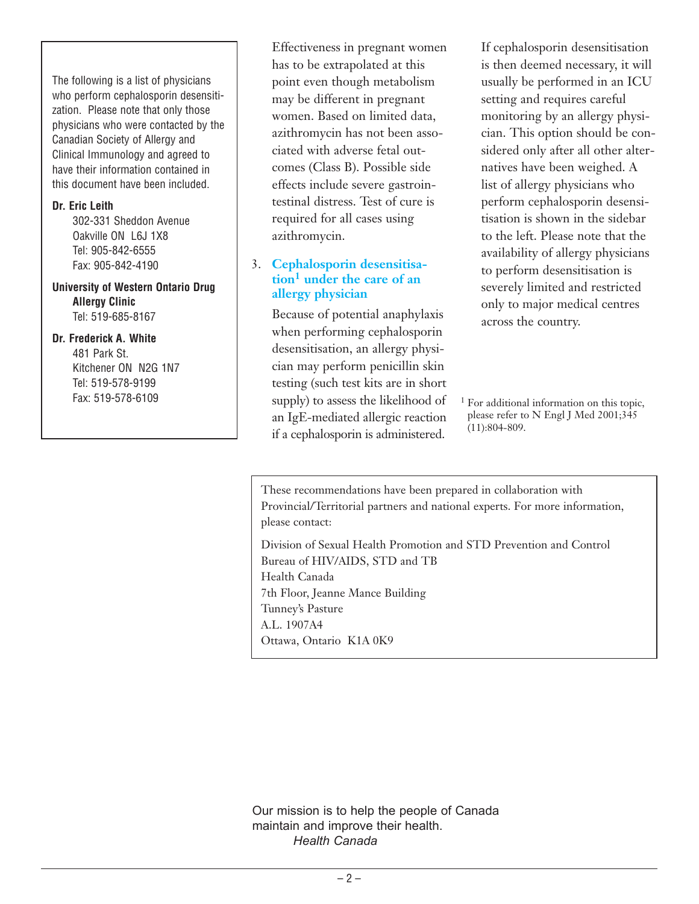Effectiveness in pregnant women has to be extrapolated at this point even though metabolism may be different in pregnant women. Based on limited data, azithromycin has not been associated with adverse fetal outcomes (Class B). Possible side effects include severe gastrointestinal distress. Test of cure is required for all cases using azithromycin.

3. **Cephalosporin desensitisation[1] under the care of an allergy physician**

   Because of potential anaphylaxis when performing cephalosporin desensitisation, an allergy physician may perform penicillin skin testing (such test kits are in short supply) to assess the likelihood of an IgE-mediated allergic reaction if a cephalosporin is administered.

   If cephalosporin desensitisation is then deemed necessary, it will usually be performed in an ICU setting and requires careful monitoring by an allergy physician. This option should be considered only after all other alternatives have been weighed. A list of allergy physicians who perform cephalosporin desensitisation is shown in the sidebar to the left. Please note that the availability of allergy physicians to perform desensitisation is severely limited and restricted only to major medical centres across the country.

[1] For additional information on this topic, please refer to N Engl J Med 2001;345 (11):804-809.

---

The following is a list of physicians who perform cephalosporin desensitization. Please note that only those physicians who were contacted by the Canadian Society of Allergy and Clinical Immunology and agreed to have their information contained in this document have been included.

**Dr. Eric Leith**
302-331 Sheddon Avenue
Oakville ON L6J 1X8
Tel: 905-842-6555
Fax: 905-842-4190

**University of Western Ontario Drug Allergy Clinic**
Tel: 519-685-8167

**Dr. Frederick A. White**
481 Park St.
Kitchener ON N2G 1N7
Tel: 519-578-9199
Fax: 519-578-6109

---

These recommendations have been prepared in collaboration with Provincial/Territorial partners and national experts. For more information, please contact:

Division of Sexual Health Promotion and STD Prevention and Control
Bureau of HIV/AIDS, STD and TB
Health Canada
7th Floor, Jeanne Mance Building
Tunney's Pasture
A.L. 1907A4
Ottawa, Ontario K1A 0K9

---

Our mission is to help the people of Canada maintain and improve their health.

*Health Canada*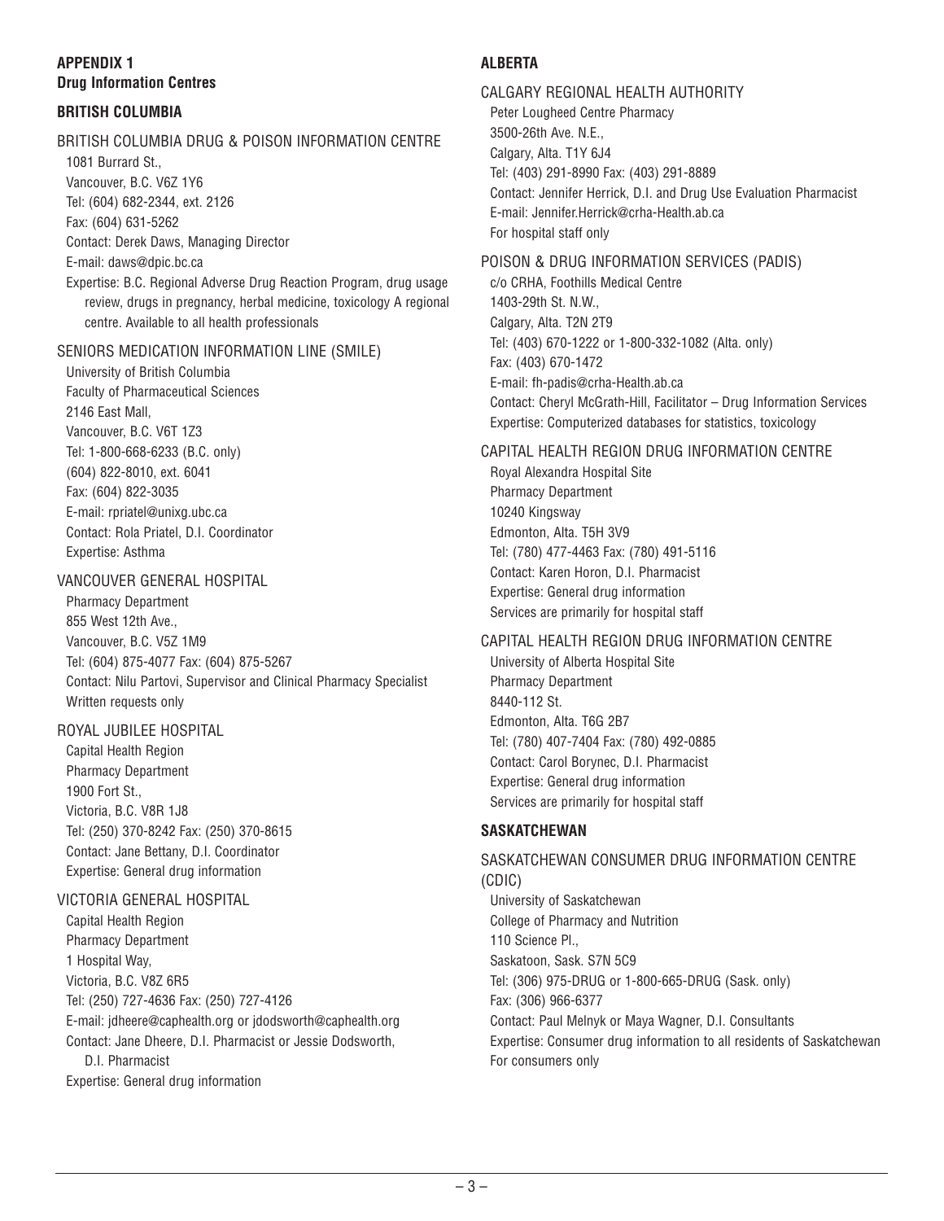## APPENDIX 1
## Drug Information Centres

### BRITISH COLUMBIA

#### BRITISH COLUMBIA DRUG & POISON INFORMATION CENTRE

1081 Burrard St.,
Vancouver, B.C. V6Z 1Y6
Tel: (604) 682-2344, ext. 2126
Fax: (604) 631-5262
Contact: Derek Daws, Managing Director
E-mail: daws@dpic.bc.ca
Expertise: B.C. Regional Adverse Drug Reaction Program, drug usage review, drugs in pregnancy, herbal medicine, toxicology A regional centre. Available to all health professionals

#### SENIORS MEDICATION INFORMATION LINE (SMILE)

University of British Columbia
Faculty of Pharmaceutical Sciences
2146 East Mall,
Vancouver, B.C. V6T 1Z3
Tel: 1-800-668-6233 (B.C. only)
(604) 822-8010, ext. 6041
Fax: (604) 822-3035
E-mail: rpriatel@unixg.ubc.ca
Contact: Rola Priatel, D.I. Coordinator
Expertise: Asthma

#### VANCOUVER GENERAL HOSPITAL

Pharmacy Department
855 West 12th Ave.,
Vancouver, B.C. V5Z 1M9
Tel: (604) 875-4077 Fax: (604) 875-5267
Contact: Nilu Partovi, Supervisor and Clinical Pharmacy Specialist
Written requests only

#### ROYAL JUBILEE HOSPITAL

Capital Health Region
Pharmacy Department
1900 Fort St.,
Victoria, B.C. V8R 1J8
Tel: (250) 370-8242 Fax: (250) 370-8615
Contact: Jane Bettany, D.I. Coordinator
Expertise: General drug information

#### VICTORIA GENERAL HOSPITAL

Capital Health Region
Pharmacy Department
1 Hospital Way,
Victoria, B.C. V8Z 6R5
Tel: (250) 727-4636 Fax: (250) 727-4126
E-mail: jdheere@caphealth.org or jdodsworth@caphealth.org
Contact: Jane Dheere, D.I. Pharmacist or Jessie Dodsworth, D.I. Pharmacist
Expertise: General drug information

### ALBERTA

#### CALGARY REGIONAL HEALTH AUTHORITY

Peter Lougheed Centre Pharmacy
3500-26th Ave. N.E.,
Calgary, Alta. T1Y 6J4
Tel: (403) 291-8990 Fax: (403) 291-8889
Contact: Jennifer Herrick, D.I. and Drug Use Evaluation Pharmacist
E-mail: Jennifer.Herrick@crha-Health.ab.ca
For hospital staff only

#### POISON & DRUG INFORMATION SERVICES (PADIS)

c/o CRHA, Foothills Medical Centre
1403-29th St. N.W.,
Calgary, Alta. T2N 2T9
Tel: (403) 670-1222 or 1-800-332-1082 (Alta. only)
Fax: (403) 670-1472
E-mail: fh-padis@crha-Health.ab.ca
Contact: Cheryl McGrath-Hill, Facilitator – Drug Information Services
Expertise: Computerized databases for statistics, toxicology

#### CAPITAL HEALTH REGION DRUG INFORMATION CENTRE

Royal Alexandra Hospital Site
Pharmacy Department
10240 Kingsway
Edmonton, Alta. T5H 3V9
Tel: (780) 477-4463 Fax: (780) 491-5116
Contact: Karen Horon, D.I. Pharmacist
Expertise: General drug information
Services are primarily for hospital staff

#### CAPITAL HEALTH REGION DRUG INFORMATION CENTRE

University of Alberta Hospital Site
Pharmacy Department
8440-112 St.
Edmonton, Alta. T6G 2B7
Tel: (780) 407-7404 Fax: (780) 492-0885
Contact: Carol Borynec, D.I. Pharmacist
Expertise: General drug information
Services are primarily for hospital staff

### SASKATCHEWAN

#### SASKATCHEWAN CONSUMER DRUG INFORMATION CENTRE (CDIC)

University of Saskatchewan
College of Pharmacy and Nutrition
110 Science Pl.,
Saskatoon, Sask. S7N 5C9
Tel: (306) 975-DRUG or 1-800-665-DRUG (Sask. only)
Fax: (306) 966-6377
Contact: Paul Melnyk or Maya Wagner, D.I. Consultants
Expertise: Consumer drug information to all residents of Saskatchewan
For consumers only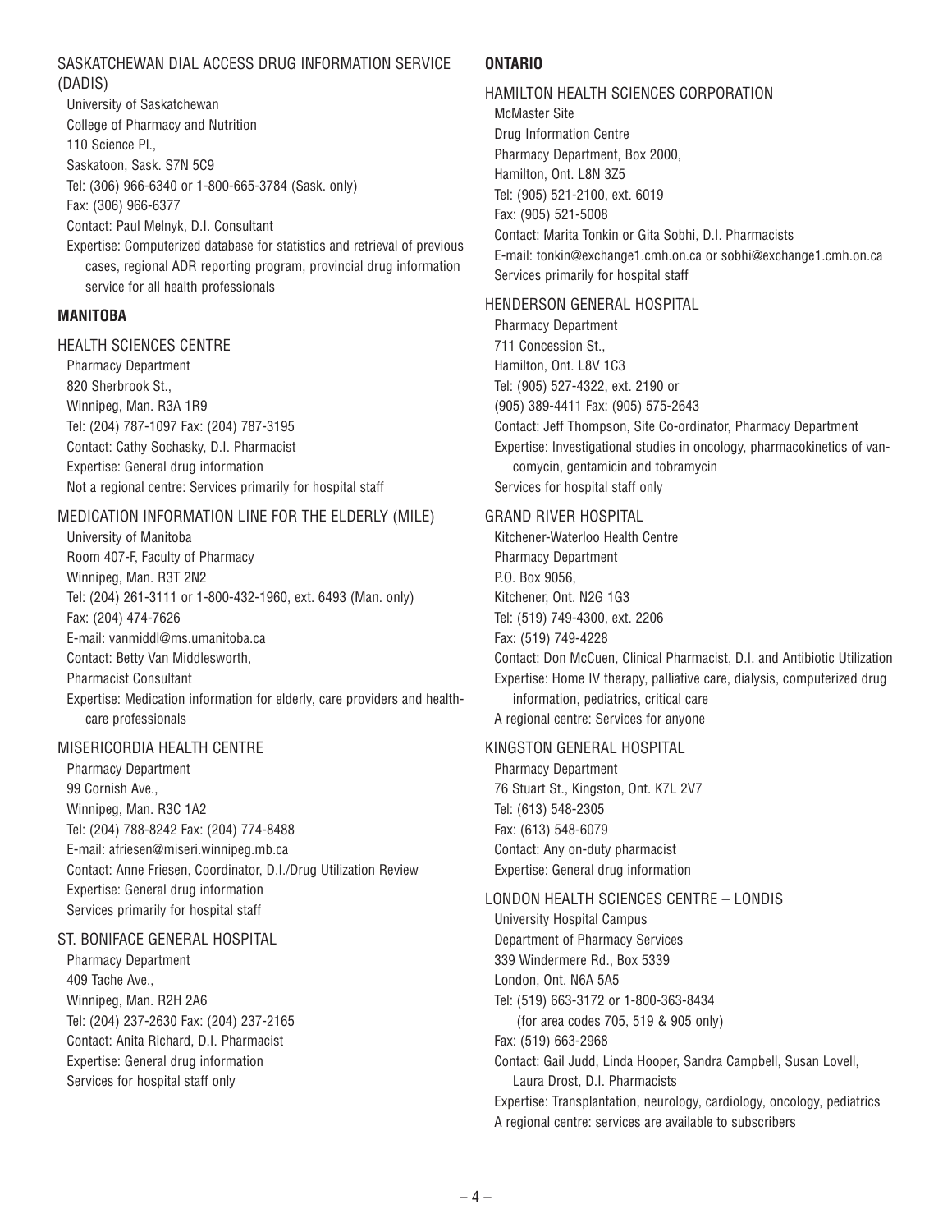SASKATCHEWAN DIAL ACCESS DRUG INFORMATION SERVICE (DADIS)

University of Saskatchewan
College of Pharmacy and Nutrition
110 Science Pl.,
Saskatoon, Sask. S7N 5C9
Tel: (306) 966-6340 or 1-800-665-3784 (Sask. only)
Fax: (306) 966-6377
Contact: Paul Melnyk, D.I. Consultant
Expertise: Computerized database for statistics and retrieval of previous cases, regional ADR reporting program, provincial drug information service for all health professionals

## MANITOBA

HEALTH SCIENCES CENTRE

Pharmacy Department
820 Sherbrook St.,
Winnipeg, Man. R3A 1R9
Tel: (204) 787-1097 Fax: (204) 787-3195
Contact: Cathy Sochasky, D.I. Pharmacist
Expertise: General drug information
Not a regional centre: Services primarily for hospital staff

MEDICATION INFORMATION LINE FOR THE ELDERLY (MILE)

University of Manitoba
Room 407-F, Faculty of Pharmacy
Winnipeg, Man. R3T 2N2
Tel: (204) 261-3111 or 1-800-432-1960, ext. 6493 (Man. only)
Fax: (204) 474-7626
E-mail: vanmiddl@ms.umanitoba.ca
Contact: Betty Van Middlesworth,
Pharmacist Consultant
Expertise: Medication information for elderly, care providers and healthcare professionals

MISERICORDIA HEALTH CENTRE

Pharmacy Department
99 Cornish Ave.,
Winnipeg, Man. R3C 1A2
Tel: (204) 788-8242 Fax: (204) 774-8488
E-mail: afriesen@miseri.winnipeg.mb.ca
Contact: Anne Friesen, Coordinator, D.I./Drug Utilization Review
Expertise: General drug information
Services primarily for hospital staff

ST. BONIFACE GENERAL HOSPITAL

Pharmacy Department
409 Tache Ave.,
Winnipeg, Man. R2H 2A6
Tel: (204) 237-2630 Fax: (204) 237-2165
Contact: Anita Richard, D.I. Pharmacist
Expertise: General drug information
Services for hospital staff only

## ONTARIO

HAMILTON HEALTH SCIENCES CORPORATION

McMaster Site
Drug Information Centre
Pharmacy Department, Box 2000,
Hamilton, Ont. L8N 3Z5
Tel: (905) 521-2100, ext. 6019
Fax: (905) 521-5008
Contact: Marita Tonkin or Gita Sobhi, D.I. Pharmacists
E-mail: tonkin@exchange1.cmh.on.ca or sobhi@exchange1.cmh.on.ca
Services primarily for hospital staff

HENDERSON GENERAL HOSPITAL

Pharmacy Department
711 Concession St.,
Hamilton, Ont. L8V 1C3
Tel: (905) 527-4322, ext. 2190 or
(905) 389-4411 Fax: (905) 575-2643
Contact: Jeff Thompson, Site Co-ordinator, Pharmacy Department
Expertise: Investigational studies in oncology, pharmacokinetics of vancomycin, gentamicin and tobramycin
Services for hospital staff only

GRAND RIVER HOSPITAL

Kitchener-Waterloo Health Centre
Pharmacy Department
P.O. Box 9056,
Kitchener, Ont. N2G 1G3
Tel: (519) 749-4300, ext. 2206
Fax: (519) 749-4228
Contact: Don McCuen, Clinical Pharmacist, D.I. and Antibiotic Utilization
Expertise: Home IV therapy, palliative care, dialysis, computerized drug information, pediatrics, critical care
A regional centre: Services for anyone

KINGSTON GENERAL HOSPITAL

Pharmacy Department
76 Stuart St., Kingston, Ont. K7L 2V7
Tel: (613) 548-2305
Fax: (613) 548-6079
Contact: Any on-duty pharmacist
Expertise: General drug information

LONDON HEALTH SCIENCES CENTRE – LONDIS

University Hospital Campus
Department of Pharmacy Services
339 Windermere Rd., Box 5339
London, Ont. N6A 5A5
Tel: (519) 663-3172 or 1-800-363-8434 (for area codes 705, 519 & 905 only)
Fax: (519) 663-2968
Contact: Gail Judd, Linda Hooper, Sandra Campbell, Susan Lovell, Laura Drost, D.I. Pharmacists
Expertise: Transplantation, neurology, cardiology, oncology, pediatrics
A regional centre: services are available to subscribers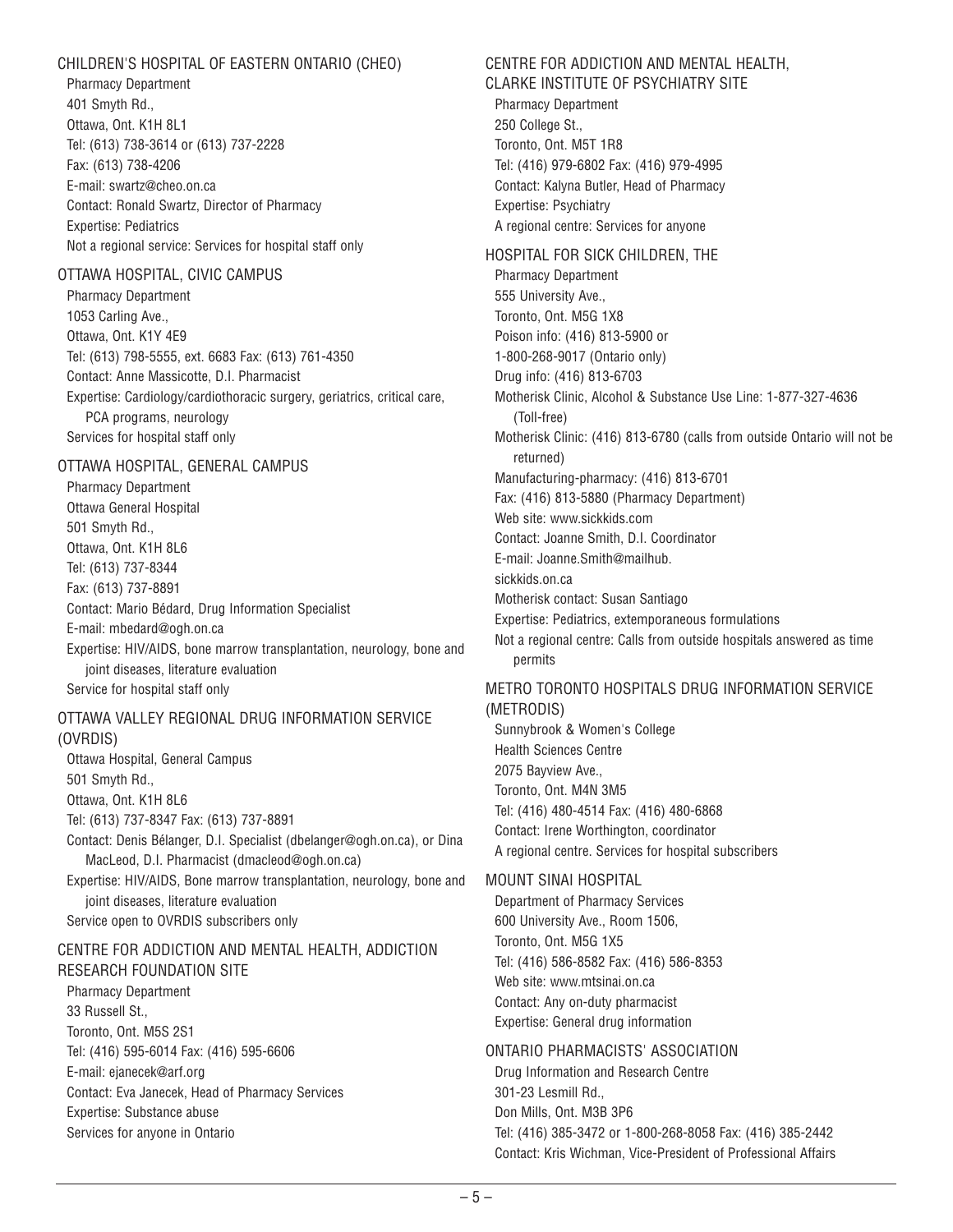### CHILDREN'S HOSPITAL OF EASTERN ONTARIO (CHEO)

Pharmacy Department
401 Smyth Rd.,
Ottawa, Ont. K1H 8L1
Tel: (613) 738-3614 or (613) 737-2228
Fax: (613) 738-4206
E-mail: swartz@cheo.on.ca
Contact: Ronald Swartz, Director of Pharmacy
Expertise: Pediatrics
Not a regional service: Services for hospital staff only

### OTTAWA HOSPITAL, CIVIC CAMPUS

Pharmacy Department
1053 Carling Ave.,
Ottawa, Ont. K1Y 4E9
Tel: (613) 798-5555, ext. 6683 Fax: (613) 761-4350
Contact: Anne Massicotte, D.I. Pharmacist
Expertise: Cardiology/cardiothoracic surgery, geriatrics, critical care, PCA programs, neurology
Services for hospital staff only

### OTTAWA HOSPITAL, GENERAL CAMPUS

Pharmacy Department
Ottawa General Hospital
501 Smyth Rd.,
Ottawa, Ont. K1H 8L6
Tel: (613) 737-8344
Fax: (613) 737-8891
Contact: Mario Bédard, Drug Information Specialist
E-mail: mbedard@ogh.on.ca
Expertise: HIV/AIDS, bone marrow transplantation, neurology, bone and joint diseases, literature evaluation
Service for hospital staff only

### OTTAWA VALLEY REGIONAL DRUG INFORMATION SERVICE (OVRDIS)

Ottawa Hospital, General Campus
501 Smyth Rd.,
Ottawa, Ont. K1H 8L6
Tel: (613) 737-8347 Fax: (613) 737-8891
Contact: Denis Bélanger, D.I. Specialist (dbelanger@ogh.on.ca), or Dina MacLeod, D.I. Pharmacist (dmacleod@ogh.on.ca)
Expertise: HIV/AIDS, Bone marrow transplantation, neurology, bone and joint diseases, literature evaluation
Service open to OVRDIS subscribers only

### CENTRE FOR ADDICTION AND MENTAL HEALTH, ADDICTION RESEARCH FOUNDATION SITE

Pharmacy Department
33 Russell St.,
Toronto, Ont. M5S 2S1
Tel: (416) 595-6014 Fax: (416) 595-6606
E-mail: ejanecek@arf.org
Contact: Eva Janecek, Head of Pharmacy Services
Expertise: Substance abuse
Services for anyone in Ontario

### CENTRE FOR ADDICTION AND MENTAL HEALTH, CLARKE INSTITUTE OF PSYCHIATRY SITE

Pharmacy Department
250 College St.,
Toronto, Ont. M5T 1R8
Tel: (416) 979-6802 Fax: (416) 979-4995
Contact: Kalyna Butler, Head of Pharmacy
Expertise: Psychiatry
A regional centre: Services for anyone

### HOSPITAL FOR SICK CHILDREN, THE

Pharmacy Department
555 University Ave.,
Toronto, Ont. M5G 1X8
Poison info: (416) 813-5900 or
1-800-268-9017 (Ontario only)
Drug info: (416) 813-6703
Motherisk Clinic, Alcohol & Substance Use Line: 1-877-327-4636 (Toll-free)
Motherisk Clinic: (416) 813-6780 (calls from outside Ontario will not be returned)
Manufacturing-pharmacy: (416) 813-6701
Fax: (416) 813-5880 (Pharmacy Department)
Web site: www.sickkids.com
Contact: Joanne Smith, D.I. Coordinator
E-mail: Joanne.Smith@mailhub.sickkids.on.ca
Motherisk contact: Susan Santiago
Expertise: Pediatrics, extemporaneous formulations
Not a regional centre: Calls from outside hospitals answered as time permits

### METRO TORONTO HOSPITALS DRUG INFORMATION SERVICE (METRODIS)

Sunnybrook & Women's College
Health Sciences Centre
2075 Bayview Ave.,
Toronto, Ont. M4N 3M5
Tel: (416) 480-4514 Fax: (416) 480-6868
Contact: Irene Worthington, coordinator
A regional centre. Services for hospital subscribers

### MOUNT SINAI HOSPITAL

Department of Pharmacy Services
600 University Ave., Room 1506,
Toronto, Ont. M5G 1X5
Tel: (416) 586-8582 Fax: (416) 586-8353
Web site: www.mtsinai.on.ca
Contact: Any on-duty pharmacist
Expertise: General drug information

### ONTARIO PHARMACISTS' ASSOCIATION

Drug Information and Research Centre
301-23 Lesmill Rd.,
Don Mills, Ont. M3B 3P6
Tel: (416) 385-3472 or 1-800-268-8058 Fax: (416) 385-2442
Contact: Kris Wichman, Vice-President of Professional Affairs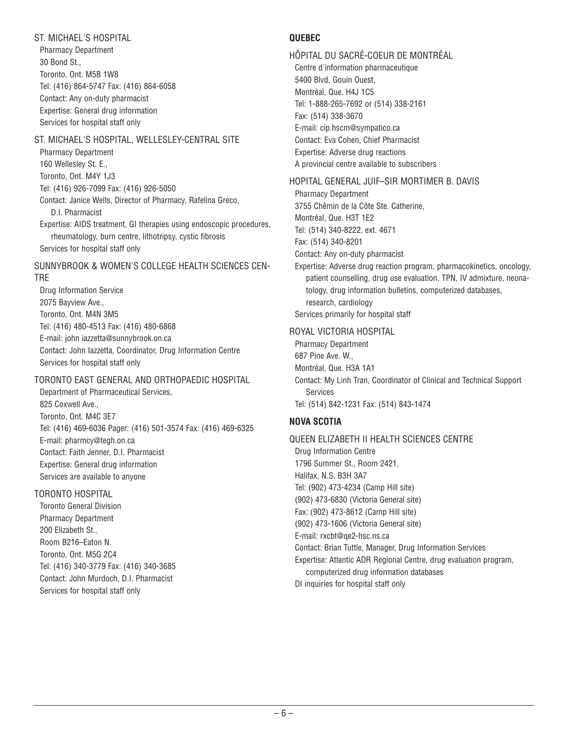### ST. MICHAEL'S HOSPITAL

Pharmacy Department
30 Bond St.,
Toronto, Ont. M5B 1W8
Tel: (416) 864-5747 Fax: (416) 864-6058
Contact: Any on-duty pharmacist
Expertise: General drug information
Services for hospital staff only

### ST. MICHAEL'S HOSPITAL, WELLESLEY-CENTRAL SITE

Pharmacy Department
160 Wellesley St. E.,
Toronto, Ont. M4Y 1J3
Tel: (416) 926-7099 Fax: (416) 926-5050
Contact: Janice Wells, Director of Pharmacy, Rafelina Greco, D.I. Pharmacist
Expertise: AIDS treatment, GI therapies using endoscopic procedures, rheumatology, burn centre, lithotripsy, cystic fibrosis
Services for hospital staff only

### SUNNYBROOK & WOMEN'S COLLEGE HEALTH SCIENCES CENTRE

Drug Information Service
2075 Bayview Ave.,
Toronto, Ont. M4N 3M5
Tel: (416) 480-4513 Fax: (416) 480-6868
E-mail: john iazzetta@sunnybrook.on.ca
Contact: John Iazzetta, Coordinator, Drug Information Centre
Services for hospital staff only

### TORONTO EAST GENERAL AND ORTHOPAEDIC HOSPITAL

Department of Pharmaceutical Services,
825 Coxwell Ave.,
Toronto, Ont. M4C 3E7
Tel: (416) 469-6036 Pager: (416) 501-3574 Fax: (416) 469-6325
E-mail: pharmcy@tegh.on.ca
Contact: Faith Jenner, D.I. Pharmacist
Expertise: General drug information
Services are available to anyone

### TORONTO HOSPITAL

Toronto General Division
Pharmacy Department
200 Elizabeth St.,
Room B216–Eaton N.
Toronto, Ont. M5G 2C4
Tel: (416) 340-3779 Fax: (416) 340-3685
Contact: John Murdoch, D.I. Pharmacist
Services for hospital staff only

## QUEBEC

### HÔPITAL DU SACRÉ-COEUR DE MONTRÉAL

Centre d'information pharmaceutique
5400 Blvd. Gouin Ouest,
Montréal, Que. H4J 1C5
Tel: 1-888-265-7692 or (514) 338-2161
Fax: (514) 338-3670
E-mail: cip.hscm@sympatico.ca
Contact: Eva Cohen, Chief Pharmacist
Expertise: Adverse drug reactions
A provincial centre available to subscribers

### HOPITAL GENERAL JUIF–SIR MORTIMER B. DAVIS

Pharmacy Department
3755 Chêmin de la Côte Ste. Catherine,
Montréal, Que. H3T 1E2
Tel: (514) 340-8222, ext. 4671
Fax: (514) 340-8201
Contact: Any on-duty pharmacist
Expertise: Adverse drug reaction program, pharmacokinetics, oncology, patient counselling, drug use evaluation, TPN, IV admixture, neonatology, drug information bulletins, computerized databases, research, cardiology
Services primarily for hospital staff

### ROYAL VICTORIA HOSPITAL

Pharmacy Department
687 Pine Ave. W.,
Montréal, Que. H3A 1A1
Contact: My Linh Tran, Coordinator of Clinical and Technical Support Services
Tel: (514) 842-1231 Fax: (514) 843-1474

## NOVA SCOTIA

### QUEEN ELIZABETH II HEALTH SCIENCES CENTRE

Drug Information Centre
1796 Summer St., Room 2421,
Halifax, N.S. B3H 3A7
Tel: (902) 473-4234 (Camp Hill site)
(902) 473-6830 (Victoria General site)
Fax: (902) 473-8612 (Camp Hill site)
(902) 473-1606 (Victoria General site)
E-mail: rxcbt@qe2-hsc.ns.ca
Contact: Brian Tuttle, Manager, Drug Information Services
Expertise: Atlantic ADR Regional Centre, drug evaluation program, computerized drug information databases
DI inquiries for hospital staff only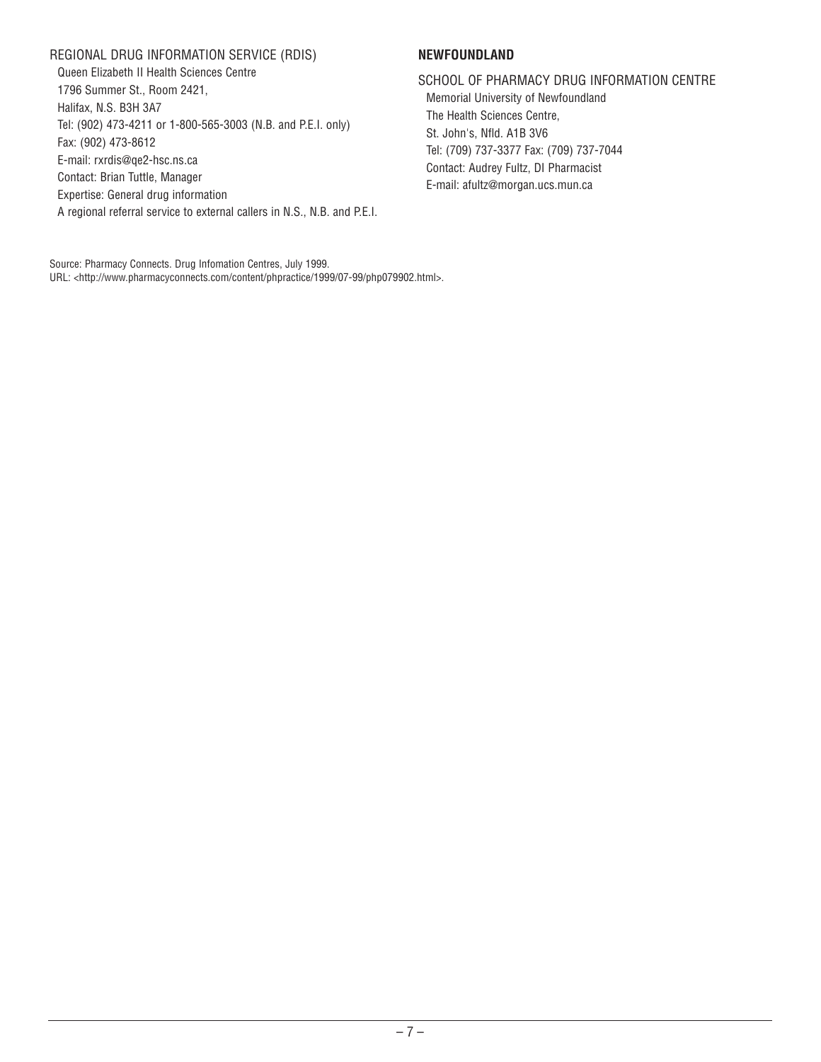REGIONAL DRUG INFORMATION SERVICE (RDIS)

Queen Elizabeth II Health Sciences Centre
1796 Summer St., Room 2421,
Halifax, N.S. B3H 3A7
Tel: (902) 473-4211 or 1-800-565-3003 (N.B. and P.E.I. only)
Fax: (902) 473-8612
E-mail: rxrdis@qe2-hsc.ns.ca
Contact: Brian Tuttle, Manager
Expertise: General drug information
A regional referral service to external callers in N.S., N.B. and P.E.I.

**NEWFOUNDLAND**

SCHOOL OF PHARMACY DRUG INFORMATION CENTRE

Memorial University of Newfoundland
The Health Sciences Centre,
St. John's, Nfld. A1B 3V6
Tel: (709) 737-3377 Fax: (709) 737-7044
Contact: Audrey Fultz, DI Pharmacist
E-mail: afultz@morgan.ucs.mun.ca

Source: Pharmacy Connects. Drug Infomation Centres, July 1999.
URL: <http://www.pharmacyconnects.com/content/phpractice/1999/07-99/php079902.html>.